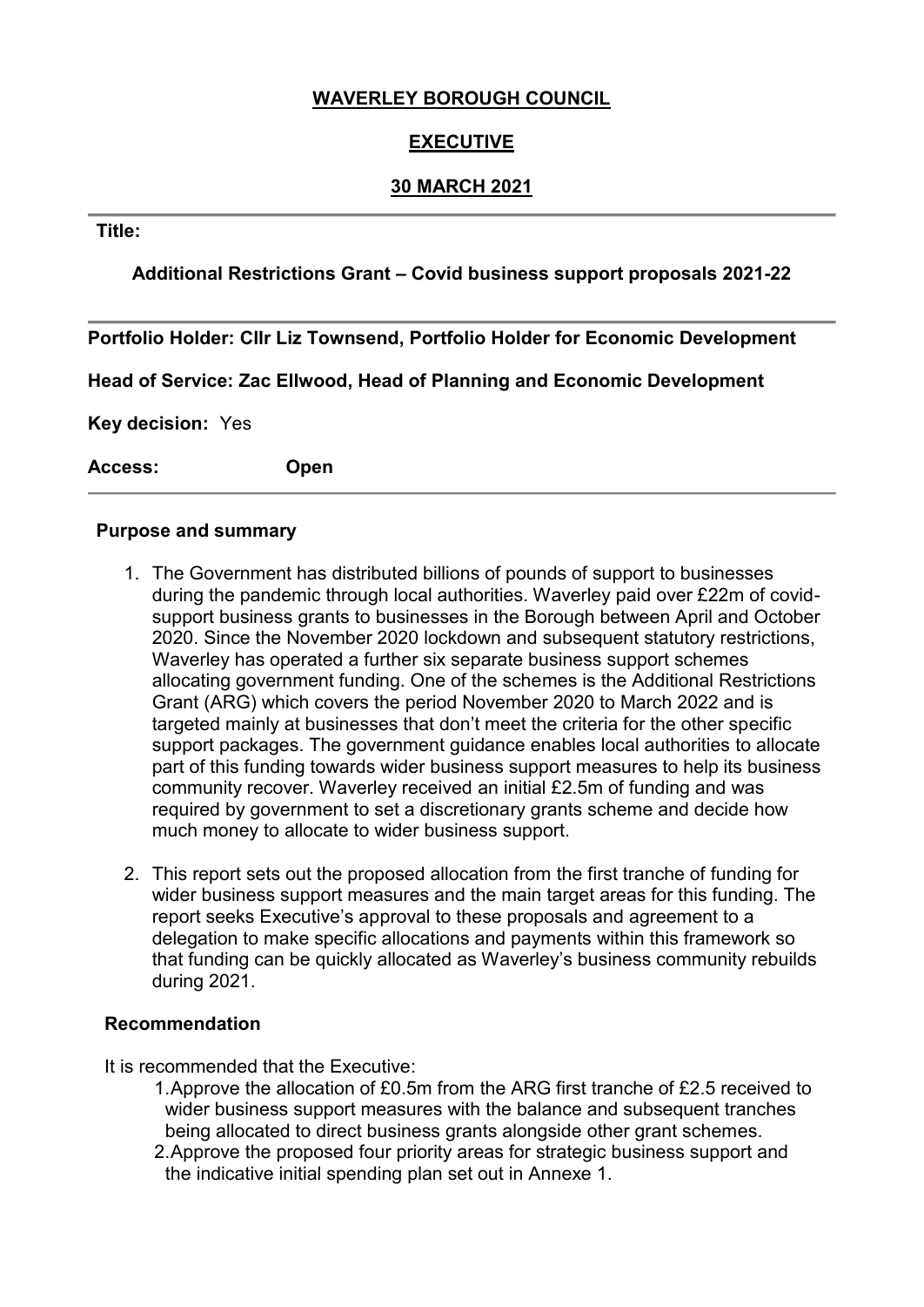**WAVERLEY BOROUGH COUNCIL**

**EXECUTIVE**

**30 MARCH 2021**

---

**Title:**

**Additional Restrictions Grant – Covid business support proposals 2021-22**

---

**Portfolio Holder: Cllr Liz Townsend, Portfolio Holder for Economic Development**

**Head of Service: Zac Ellwood, Head of Planning and Economic Development**

**Key decision:** Yes

**Access:** **Open**

---

**Purpose and summary**

1. The Government has distributed billions of pounds of support to businesses during the pandemic through local authorities. Waverley paid over £22m of covid-support business grants to businesses in the Borough between April and October 2020. Since the November 2020 lockdown and subsequent statutory restrictions, Waverley has operated a further six separate business support schemes allocating government funding. One of the schemes is the Additional Restrictions Grant (ARG) which covers the period November 2020 to March 2022 and is targeted mainly at businesses that don't meet the criteria for the other specific support packages. The government guidance enables local authorities to allocate part of this funding towards wider business support measures to help its business community recover. Waverley received an initial £2.5m of funding and was required by government to set a discretionary grants scheme and decide how much money to allocate to wider business support.

2. This report sets out the proposed allocation from the first tranche of funding for wider business support measures and the main target areas for this funding. The report seeks Executive's approval to these proposals and agreement to a delegation to make specific allocations and payments within this framework so that funding can be quickly allocated as Waverley's business community rebuilds during 2021.

**Recommendation**

It is recommended that the Executive:

1. Approve the allocation of £0.5m from the ARG first tranche of £2.5 received to wider business support measures with the balance and subsequent tranches being allocated to direct business grants alongside other grant schemes.
2. Approve the proposed four priority areas for strategic business support and the indicative initial spending plan set out in Annexe 1.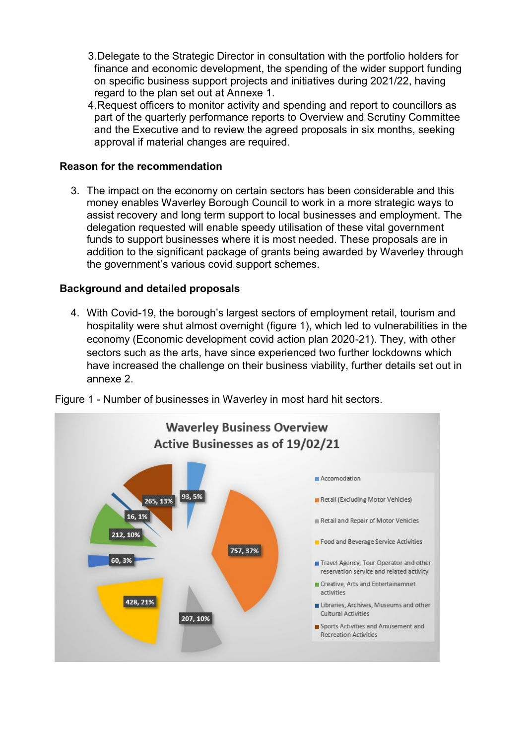3. Delegate to the Strategic Director in consultation with the portfolio holders for finance and economic development, the spending of the wider support funding on specific business support projects and initiatives during 2021/22, having regard to the plan set out at Annexe 1.
4. Request officers to monitor activity and spending and report to councillors as part of the quarterly performance reports to Overview and Scrutiny Committee and the Executive and to review the agreed proposals in six months, seeking approval if material changes are required.

**Reason for the recommendation**

3. The impact on the economy on certain sectors has been considerable and this money enables Waverley Borough Council to work in a more strategic ways to assist recovery and long term support to local businesses and employment. The delegation requested will enable speedy utilisation of these vital government funds to support businesses where it is most needed. These proposals are in addition to the significant package of grants being awarded by Waverley through the government's various covid support schemes.

**Background and detailed proposals**

4. With Covid-19, the borough's largest sectors of employment retail, tourism and hospitality were shut almost overnight (figure 1), which led to vulnerabilities in the economy (Economic development covid action plan 2020-21). They, with other sectors such as the arts, have since experienced two further lockdowns which have increased the challenge on their business viability, further details set out in annexe 2.

Figure 1 - Number of businesses in Waverley in most hard hit sectors.

**Waverley Business Overview**
**Active Businesses as of 19/02/21**

| Sector | Number, % |
|---|---|
| Accomodation | 93, 5% |
| Retail (Excluding Motor Vehicles) | 757, 37% |
| Retail and Repair of Motor Vehicles | 207, 10% |
| Food and Beverage Service Activities | 428, 21% |
| Travel Agency, Tour Operator and other reservation service and related activity | 60, 3% |
| Creative, Arts and Entertainamnet activities | 212, 10% |
| Libraries, Archives, Museums and other Cultural Activities | 16, 1% |
| Sports Activities and Amusement and Recreation Activities | 265, 13% |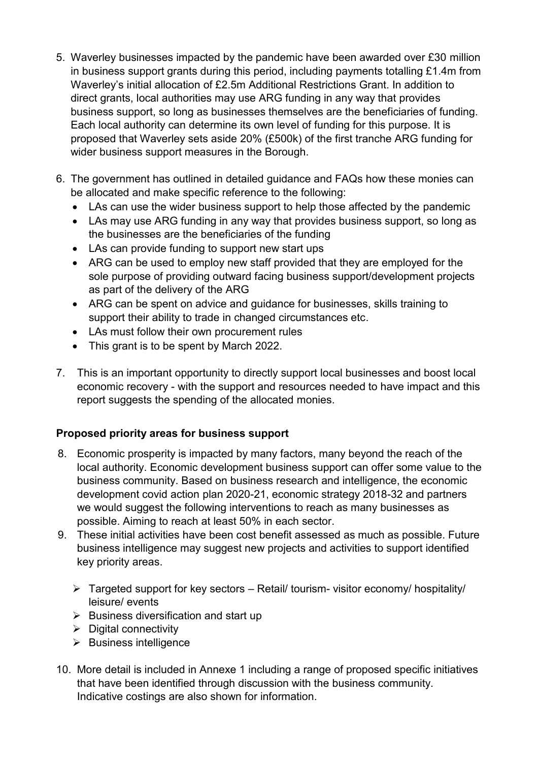5. Waverley businesses impacted by the pandemic have been awarded over £30 million in business support grants during this period, including payments totalling £1.4m from Waverley's initial allocation of £2.5m Additional Restrictions Grant. In addition to direct grants, local authorities may use ARG funding in any way that provides business support, so long as businesses themselves are the beneficiaries of funding. Each local authority can determine its own level of funding for this purpose. It is proposed that Waverley sets aside 20% (£500k) of the first tranche ARG funding for wider business support measures in the Borough.

6. The government has outlined in detailed guidance and FAQs how these monies can be allocated and make specific reference to the following:
   - LAs can use the wider business support to help those affected by the pandemic
   - LAs may use ARG funding in any way that provides business support, so long as the businesses are the beneficiaries of the funding
   - LAs can provide funding to support new start ups
   - ARG can be used to employ new staff provided that they are employed for the sole purpose of providing outward facing business support/development projects as part of the delivery of the ARG
   - ARG can be spent on advice and guidance for businesses, skills training to support their ability to trade in changed circumstances etc.
   - LAs must follow their own procurement rules
   - This grant is to be spent by March 2022.

7. This is an important opportunity to directly support local businesses and boost local economic recovery - with the support and resources needed to have impact and this report suggests the spending of the allocated monies.

**Proposed priority areas for business support**

8. Economic prosperity is impacted by many factors, many beyond the reach of the local authority. Economic development business support can offer some value to the business community. Based on business research and intelligence, the economic development covid action plan 2020-21, economic strategy 2018-32 and partners we would suggest the following interventions to reach as many businesses as possible. Aiming to reach at least 50% in each sector.

9. These initial activities have been cost benefit assessed as much as possible. Future business intelligence may suggest new projects and activities to support identified key priority areas.

   - Targeted support for key sectors – Retail/ tourism- visitor economy/ hospitality/ leisure/ events
   - Business diversification and start up
   - Digital connectivity
   - Business intelligence

10. More detail is included in Annexe 1 including a range of proposed specific initiatives that have been identified through discussion with the business community. Indicative costings are also shown for information.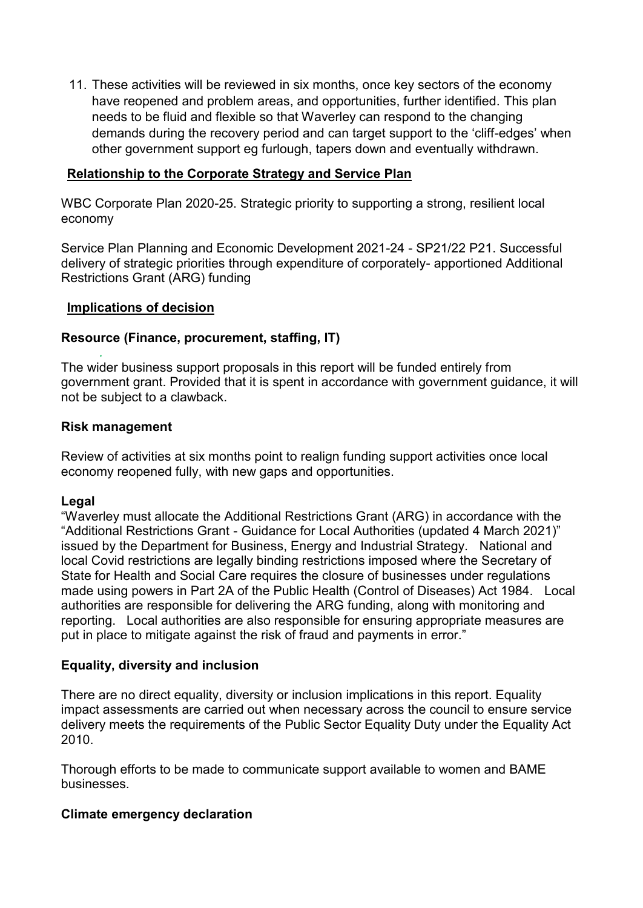11. These activities will be reviewed in six months, once key sectors of the economy have reopened and problem areas, and opportunities, further identified. This plan needs to be fluid and flexible so that Waverley can respond to the changing demands during the recovery period and can target support to the 'cliff-edges' when other government support eg furlough, tapers down and eventually withdrawn.

## Relationship to the Corporate Strategy and Service Plan

WBC Corporate Plan 2020-25. Strategic priority to supporting a strong, resilient local economy

Service Plan Planning and Economic Development 2021-24 - SP21/22 P21. Successful delivery of strategic priorities through expenditure of corporately- apportioned Additional Restrictions Grant (ARG) funding

## Implications of decision

### Resource (Finance, procurement, staffing, IT)

The wider business support proposals in this report will be funded entirely from government grant. Provided that it is spent in accordance with government guidance, it will not be subject to a clawback.

### Risk management

Review of activities at six months point to realign funding support activities once local economy reopened fully, with new gaps and opportunities.

### Legal

"Waverley must allocate the Additional Restrictions Grant (ARG) in accordance with the "Additional Restrictions Grant - Guidance for Local Authorities (updated 4 March 2021)" issued by the Department for Business, Energy and Industrial Strategy. National and local Covid restrictions are legally binding restrictions imposed where the Secretary of State for Health and Social Care requires the closure of businesses under regulations made using powers in Part 2A of the Public Health (Control of Diseases) Act 1984. Local authorities are responsible for delivering the ARG funding, along with monitoring and reporting. Local authorities are also responsible for ensuring appropriate measures are put in place to mitigate against the risk of fraud and payments in error."

### Equality, diversity and inclusion

There are no direct equality, diversity or inclusion implications in this report. Equality impact assessments are carried out when necessary across the council to ensure service delivery meets the requirements of the Public Sector Equality Duty under the Equality Act 2010.

Thorough efforts to be made to communicate support available to women and BAME businesses.

### Climate emergency declaration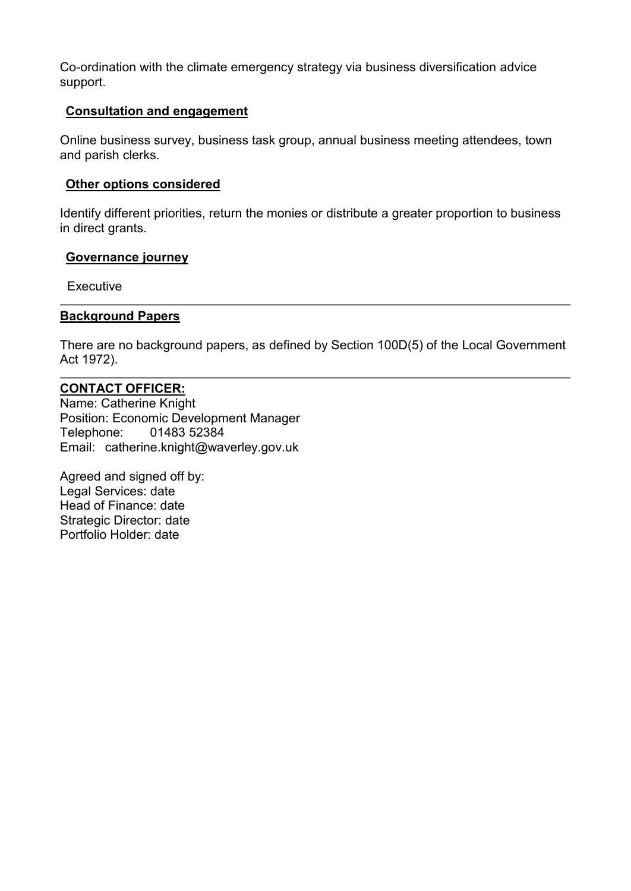Co-ordination with the climate emergency strategy via business diversification advice support.

**Consultation and engagement**

Online business survey, business task group, annual business meeting attendees, town and parish clerks.

**Other options considered**

Identify different priorities, return the monies or distribute a greater proportion to business in direct grants.

**Governance journey**

Executive

---

**Background Papers**

There are no background papers, as defined by Section 100D(5) of the Local Government Act 1972).

---

**CONTACT OFFICER:**

Name: Catherine Knight
Position: Economic Development Manager
Telephone: 01483 52384
Email: catherine.knight@waverley.gov.uk

Agreed and signed off by:
Legal Services: date
Head of Finance: date
Strategic Director: date
Portfolio Holder: date